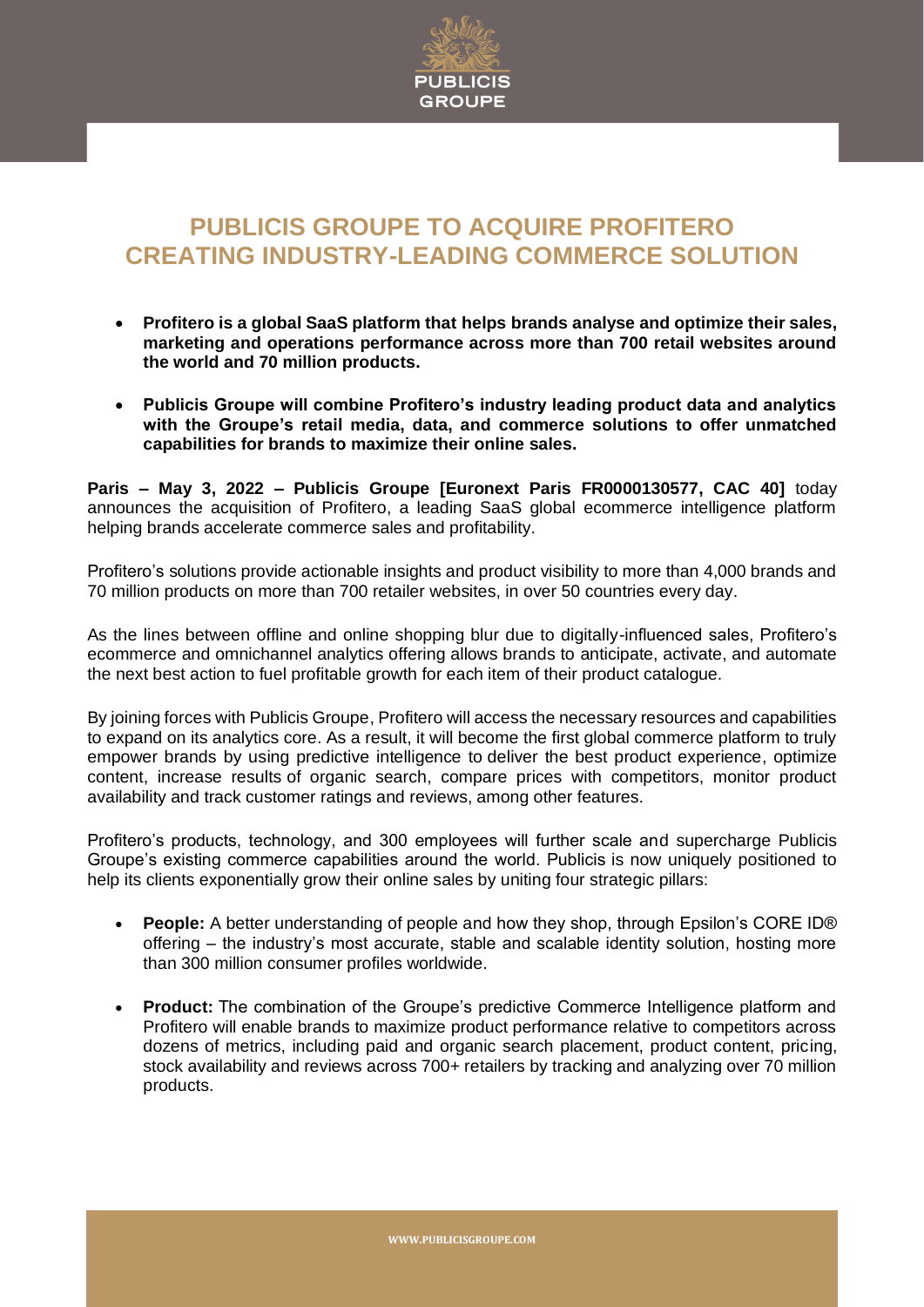# PUBLICIS GROUPE TO ACQUIRE PROFITERO CREATING INDUSTRY-LEADING COMMERCE SOLUTION

- **Profitero is a global SaaS platform that helps brands analyse and optimize their sales, marketing and operations performance across more than 700 retail websites around the world and 70 million products.**
- **Publicis Groupe will combine Profitero's industry leading product data and analytics with the Groupe's retail media, data, and commerce solutions to offer unmatched capabilities for brands to maximize their online sales.**

**Paris – May 3, 2022 – Publicis Groupe [Euronext Paris FR0000130577, CAC 40]** today announces the acquisition of Profitero, a leading SaaS global ecommerce intelligence platform helping brands accelerate commerce sales and profitability.

Profitero's solutions provide actionable insights and product visibility to more than 4,000 brands and 70 million products on more than 700 retailer websites, in over 50 countries every day.

As the lines between offline and online shopping blur due to digitally-influenced sales, Profitero's ecommerce and omnichannel analytics offering allows brands to anticipate, activate, and automate the next best action to fuel profitable growth for each item of their product catalogue.

By joining forces with Publicis Groupe, Profitero will access the necessary resources and capabilities to expand on its analytics core. As a result, it will become the first global commerce platform to truly empower brands by using predictive intelligence to deliver the best product experience, optimize content, increase results of organic search, compare prices with competitors, monitor product availability and track customer ratings and reviews, among other features.

Profitero's products, technology, and 300 employees will further scale and supercharge Publicis Groupe's existing commerce capabilities around the world. Publicis is now uniquely positioned to help its clients exponentially grow their online sales by uniting four strategic pillars:

- **People:** A better understanding of people and how they shop, through Epsilon's CORE ID® offering – the industry's most accurate, stable and scalable identity solution, hosting more than 300 million consumer profiles worldwide.
- **Product:** The combination of the Groupe's predictive Commerce Intelligence platform and Profitero will enable brands to maximize product performance relative to competitors across dozens of metrics, including paid and organic search placement, product content, pricing, stock availability and reviews across 700+ retailers by tracking and analyzing over 70 million products.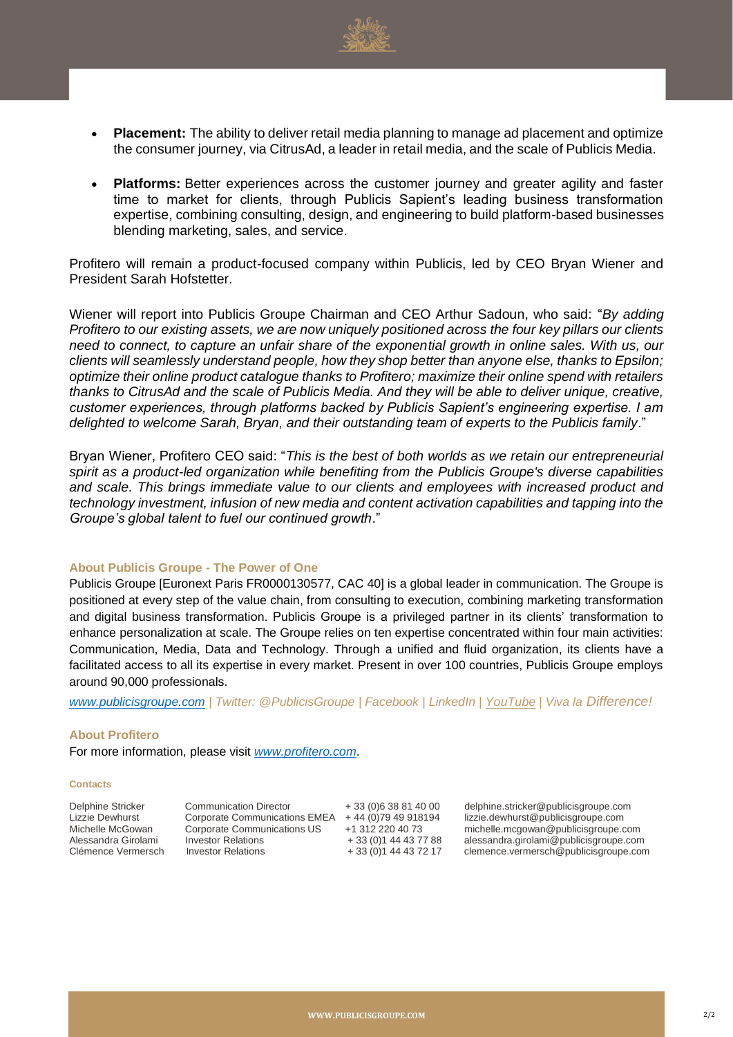- **Placement:** The ability to deliver retail media planning to manage ad placement and optimize the consumer journey, via CitrusAd, a leader in retail media, and the scale of Publicis Media.

- **Platforms:** Better experiences across the customer journey and greater agility and faster time to market for clients, through Publicis Sapient's leading business transformation expertise, combining consulting, design, and engineering to build platform-based businesses blending marketing, sales, and service.

Profitero will remain a product-focused company within Publicis, led by CEO Bryan Wiener and President Sarah Hofstetter.

Wiener will report into Publicis Groupe Chairman and CEO Arthur Sadoun, who said: "*By adding Profitero to our existing assets, we are now uniquely positioned across the four key pillars our clients need to connect, to capture an unfair share of the exponential growth in online sales. With us, our clients will seamlessly understand people, how they shop better than anyone else, thanks to Epsilon; optimize their online product catalogue thanks to Profitero; maximize their online spend with retailers thanks to CitrusAd and the scale of Publicis Media. And they will be able to deliver unique, creative, customer experiences, through platforms backed by Publicis Sapient's engineering expertise. I am delighted to welcome Sarah, Bryan, and their outstanding team of experts to the Publicis family*."

Bryan Wiener, Profitero CEO said: "*This is the best of both worlds as we retain our entrepreneurial spirit as a product-led organization while benefiting from the Publicis Groupe's diverse capabilities and scale. This brings immediate value to our clients and employees with increased product and technology investment, infusion of new media and content activation capabilities and tapping into the Groupe's global talent to fuel our continued growth*."

### About Publicis Groupe - The Power of One

Publicis Groupe [Euronext Paris FR0000130577, CAC 40] is a global leader in communication. The Groupe is positioned at every step of the value chain, from consulting to execution, combining marketing transformation and digital business transformation. Publicis Groupe is a privileged partner in its clients' transformation to enhance personalization at scale. The Groupe relies on ten expertise concentrated within four main activities: Communication, Media, Data and Technology. Through a unified and fluid organization, its clients have a facilitated access to all its expertise in every market. Present in over 100 countries, Publicis Groupe employs around 90,000 professionals.

*www.publicisgroupe.com | Twitter: @PublicisGroupe | Facebook | LinkedIn | YouTube | Viva la Difference!*

### About Profitero

For more information, please visit *www.profitero.com*.

#### Contacts

| | | | |
|---|---|---|---|
| Delphine Stricker | Communication Director | + 33 (0)6 38 81 40 00 | delphine.stricker@publicisgroupe.com |
| Lizzie Dewhurst | Corporate Communications EMEA | + 44 (0)79 49 918194 | lizzie.dewhurst@publicisgroupe.com |
| Michelle McGowan | Corporate Communications US | +1 312 220 40 73 | michelle.mcgowan@publicisgroupe.com |
| Alessandra Girolami | Investor Relations | + 33 (0)1 44 43 77 88 | alessandra.girolami@publicisgroupe.com |
| Clémence Vermersch | Investor Relations | + 33 (0)1 44 43 72 17 | clemence.vermersch@publicisgroupe.com |